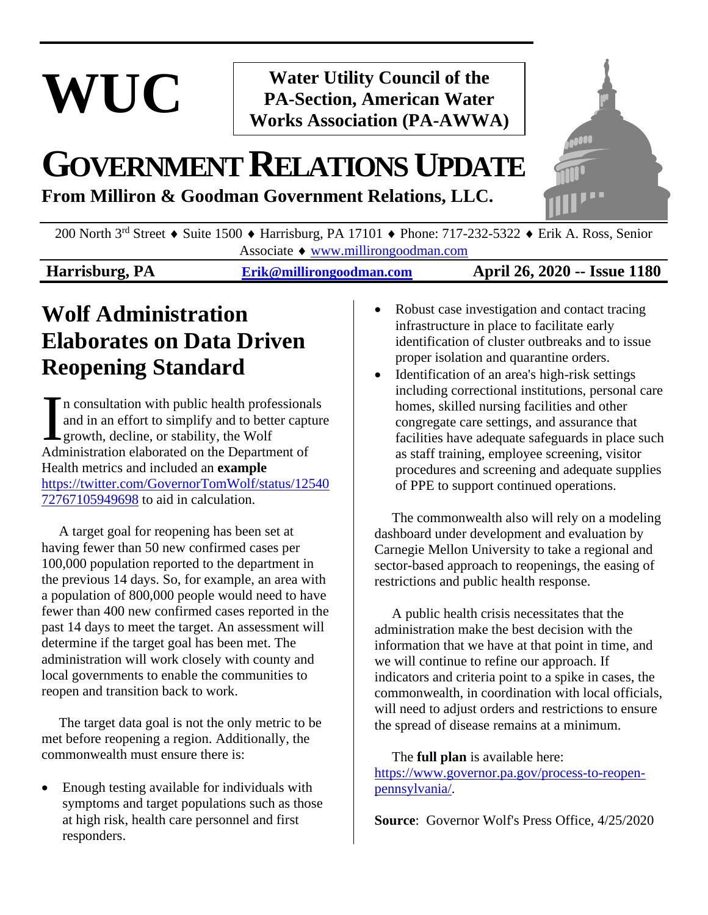# WUC

**Water Utility Council of the PA-Section, American Water Works Association (PA-AWWA)**

# GOVERNMENT RELATIONS UPDATE

**From Milliron & Goodman Government Relations, LLC.**

200 North 3rd Street ♦ Suite 1500 ♦ Harrisburg, PA 17101 ♦ Phone: 717-232-5322 ♦ Erik A. Ross, Senior Associate ♦ www.millirongoodman.com

**Harrisburg, PA** | **Erik@millirongoodman.com** | **April 26, 2020 -- Issue 1180**

## Wolf Administration Elaborates on Data Driven Reopening Standard

In consultation with public health professionals and in an effort to simplify and to better capture growth, decline, or stability, the Wolf Administration elaborated on the Department of Health metrics and included an **example** https://twitter.com/GovernorTomWolf/status/1254072767105949698 to aid in calculation.

A target goal for reopening has been set at having fewer than 50 new confirmed cases per 100,000 population reported to the department in the previous 14 days. So, for example, an area with a population of 800,000 people would need to have fewer than 400 new confirmed cases reported in the past 14 days to meet the target. An assessment will determine if the target goal has been met. The administration will work closely with county and local governments to enable the communities to reopen and transition back to work.

The target data goal is not the only metric to be met before reopening a region. Additionally, the commonwealth must ensure there is:

- Enough testing available for individuals with symptoms and target populations such as those at high risk, health care personnel and first responders.
- Robust case investigation and contact tracing infrastructure in place to facilitate early identification of cluster outbreaks and to issue proper isolation and quarantine orders.
- Identification of an area's high-risk settings including correctional institutions, personal care homes, skilled nursing facilities and other congregate care settings, and assurance that facilities have adequate safeguards in place such as staff training, employee screening, visitor procedures and screening and adequate supplies of PPE to support continued operations.

The commonwealth also will rely on a modeling dashboard under development and evaluation by Carnegie Mellon University to take a regional and sector-based approach to reopenings, the easing of restrictions and public health response.

A public health crisis necessitates that the administration make the best decision with the information that we have at that point in time, and we will continue to refine our approach. If indicators and criteria point to a spike in cases, the commonwealth, in coordination with local officials, will need to adjust orders and restrictions to ensure the spread of disease remains at a minimum.

The **full plan** is available here: https://www.governor.pa.gov/process-to-reopen-pennsylvania/.

**Source**: Governor Wolf's Press Office, 4/25/2020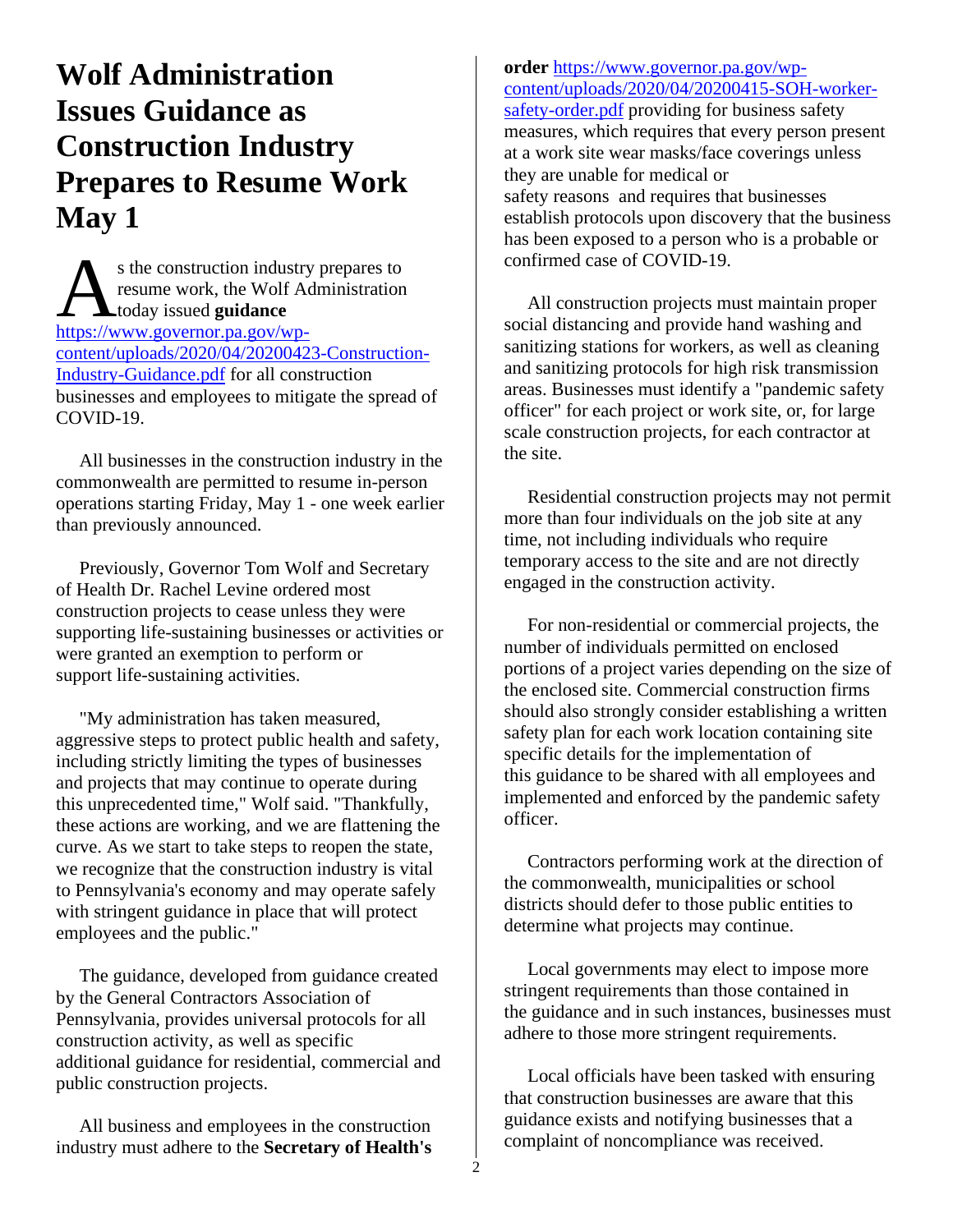# Wolf Administration Issues Guidance as Construction Industry Prepares to Resume Work May 1

As the construction industry prepares to resume work, the Wolf Administration today issued **guidance** [https://www.governor.pa.gov/wp-content/uploads/2020/04/20200423-Construction-Industry-Guidance.pdf](https://www.governor.pa.gov/wp-content/uploads/2020/04/20200423-Construction-Industry-Guidance.pdf) for all construction businesses and employees to mitigate the spread of COVID-19.

All businesses in the construction industry in the commonwealth are permitted to resume in-person operations starting Friday, May 1 - one week earlier than previously announced.

Previously, Governor Tom Wolf and Secretary of Health Dr. Rachel Levine ordered most construction projects to cease unless they were supporting life-sustaining businesses or activities or were granted an exemption to perform or support life-sustaining activities.

"My administration has taken measured, aggressive steps to protect public health and safety, including strictly limiting the types of businesses and projects that may continue to operate during this unprecedented time," Wolf said. "Thankfully, these actions are working, and we are flattening the curve. As we start to take steps to reopen the state, we recognize that the construction industry is vital to Pennsylvania's economy and may operate safely with stringent guidance in place that will protect employees and the public."

The guidance, developed from guidance created by the General Contractors Association of Pennsylvania, provides universal protocols for all construction activity, as well as specific additional guidance for residential, commercial and public construction projects.

All business and employees in the construction industry must adhere to the **Secretary of Health's order** [https://www.governor.pa.gov/wp-content/uploads/2020/04/20200415-SOH-worker-safety-order.pdf](https://www.governor.pa.gov/wp-content/uploads/2020/04/20200415-SOH-worker-safety-order.pdf) providing for business safety measures, which requires that every person present at a work site wear masks/face coverings unless they are unable for medical or safety reasons and requires that businesses establish protocols upon discovery that the business has been exposed to a person who is a probable or confirmed case of COVID-19.

All construction projects must maintain proper social distancing and provide hand washing and sanitizing stations for workers, as well as cleaning and sanitizing protocols for high risk transmission areas. Businesses must identify a "pandemic safety officer" for each project or work site, or, for large scale construction projects, for each contractor at the site.

Residential construction projects may not permit more than four individuals on the job site at any time, not including individuals who require temporary access to the site and are not directly engaged in the construction activity.

For non-residential or commercial projects, the number of individuals permitted on enclosed portions of a project varies depending on the size of the enclosed site. Commercial construction firms should also strongly consider establishing a written safety plan for each work location containing site specific details for the implementation of this guidance to be shared with all employees and implemented and enforced by the pandemic safety officer.

Contractors performing work at the direction of the commonwealth, municipalities or school districts should defer to those public entities to determine what projects may continue.

Local governments may elect to impose more stringent requirements than those contained in the guidance and in such instances, businesses must adhere to those more stringent requirements.

Local officials have been tasked with ensuring that construction businesses are aware that this guidance exists and notifying businesses that a complaint of noncompliance was received.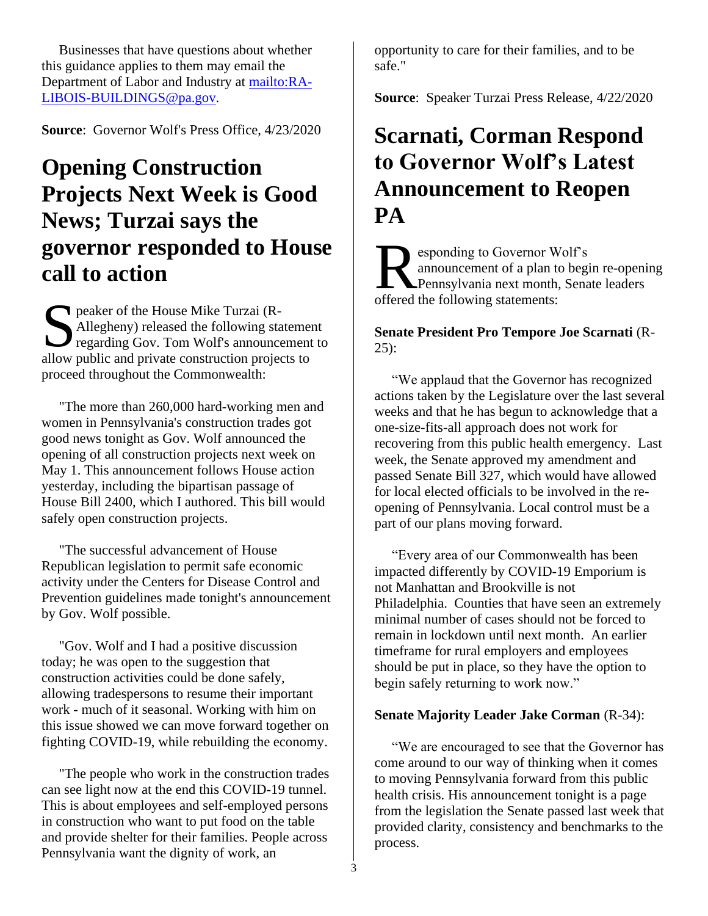Businesses that have questions about whether this guidance applies to them may email the Department of Labor and Industry at [mailto:RA-LIBOIS-BUILDINGS@pa.gov](mailto:RA-LIBOIS-BUILDINGS@pa.gov).

**Source**: Governor Wolf's Press Office, 4/23/2020

# Opening Construction Projects Next Week is Good News; Turzai says the governor responded to House call to action

Speaker of the House Mike Turzai (R-Allegheny) released the following statement regarding Gov. Tom Wolf's announcement to allow public and private construction projects to proceed throughout the Commonwealth:

"The more than 260,000 hard-working men and women in Pennsylvania's construction trades got good news tonight as Gov. Wolf announced the opening of all construction projects next week on May 1. This announcement follows House action yesterday, including the bipartisan passage of House Bill 2400, which I authored. This bill would safely open construction projects.

"The successful advancement of House Republican legislation to permit safe economic activity under the Centers for Disease Control and Prevention guidelines made tonight's announcement by Gov. Wolf possible.

"Gov. Wolf and I had a positive discussion today; he was open to the suggestion that construction activities could be done safely, allowing tradespersons to resume their important work - much of it seasonal. Working with him on this issue showed we can move forward together on fighting COVID-19, while rebuilding the economy.

"The people who work in the construction trades can see light now at the end this COVID-19 tunnel. This is about employees and self-employed persons in construction who want to put food on the table and provide shelter for their families. People across Pennsylvania want the dignity of work, an opportunity to care for their families, and to be safe."

**Source**: Speaker Turzai Press Release, 4/22/2020

# Scarnati, Corman Respond to Governor Wolf's Latest Announcement to Reopen PA

Responding to Governor Wolf's announcement of a plan to begin re-opening Pennsylvania next month, Senate leaders offered the following statements:

**Senate President Pro Tempore Joe Scarnati** (R-25):

"We applaud that the Governor has recognized actions taken by the Legislature over the last several weeks and that he has begun to acknowledge that a one-size-fits-all approach does not work for recovering from this public health emergency. Last week, the Senate approved my amendment and passed Senate Bill 327, which would have allowed for local elected officials to be involved in the re-opening of Pennsylvania. Local control must be a part of our plans moving forward.

"Every area of our Commonwealth has been impacted differently by COVID-19 Emporium is not Manhattan and Brookville is not Philadelphia. Counties that have seen an extremely minimal number of cases should not be forced to remain in lockdown until next month. An earlier timeframe for rural employers and employees should be put in place, so they have the option to begin safely returning to work now."

**Senate Majority Leader Jake Corman** (R-34):

"We are encouraged to see that the Governor has come around to our way of thinking when it comes to moving Pennsylvania forward from this public health crisis. His announcement tonight is a page from the legislation the Senate passed last week that provided clarity, consistency and benchmarks to the process.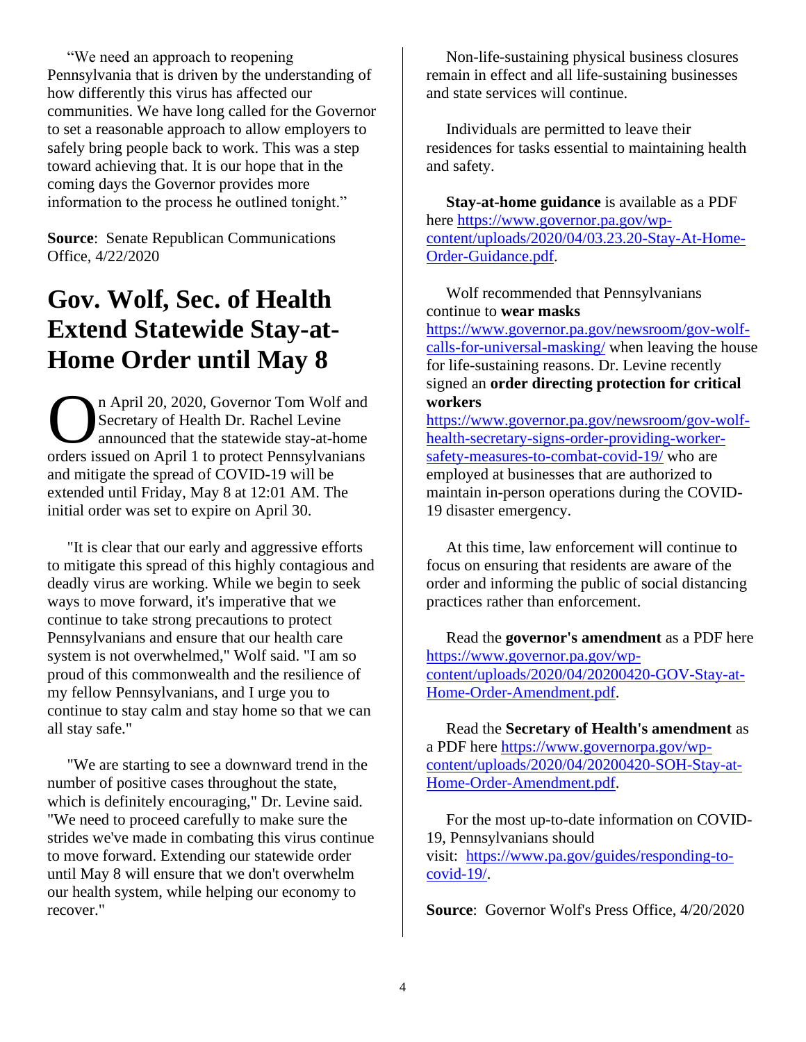"We need an approach to reopening Pennsylvania that is driven by the understanding of how differently this virus has affected our communities. We have long called for the Governor to set a reasonable approach to allow employers to safely bring people back to work. This was a step toward achieving that. It is our hope that in the coming days the Governor provides more information to the process he outlined tonight."

**Source**: Senate Republican Communications Office, 4/22/2020

# Gov. Wolf, Sec. of Health Extend Statewide Stay-at-Home Order until May 8

On April 20, 2020, Governor Tom Wolf and Secretary of Health Dr. Rachel Levine announced that the statewide stay-at-home orders issued on April 1 to protect Pennsylvanians and mitigate the spread of COVID-19 will be extended until Friday, May 8 at 12:01 AM. The initial order was set to expire on April 30.

"It is clear that our early and aggressive efforts to mitigate this spread of this highly contagious and deadly virus are working. While we begin to seek ways to move forward, it's imperative that we continue to take strong precautions to protect Pennsylvanians and ensure that our health care system is not overwhelmed," Wolf said. "I am so proud of this commonwealth and the resilience of my fellow Pennsylvanians, and I urge you to continue to stay calm and stay home so that we can all stay safe."

"We are starting to see a downward trend in the number of positive cases throughout the state, which is definitely encouraging," Dr. Levine said. "We need to proceed carefully to make sure the strides we've made in combating this virus continue to move forward. Extending our statewide order until May 8 will ensure that we don't overwhelm our health system, while helping our economy to recover."

Non-life-sustaining physical business closures remain in effect and all life-sustaining businesses and state services will continue.

Individuals are permitted to leave their residences for tasks essential to maintaining health and safety.

**Stay-at-home guidance** is available as a PDF here https://www.governor.pa.gov/wp-content/uploads/2020/04/03.23.20-Stay-At-Home-Order-Guidance.pdf.

Wolf recommended that Pennsylvanians continue to **wear masks** https://www.governor.pa.gov/newsroom/gov-wolf-calls-for-universal-masking/ when leaving the house for life-sustaining reasons. Dr. Levine recently signed an **order directing protection for critical workers** https://www.governor.pa.gov/newsroom/gov-wolf-health-secretary-signs-order-providing-worker-safety-measures-to-combat-covid-19/ who are employed at businesses that are authorized to maintain in-person operations during the COVID-19 disaster emergency.

At this time, law enforcement will continue to focus on ensuring that residents are aware of the order and informing the public of social distancing practices rather than enforcement.

Read the **governor's amendment** as a PDF here https://www.governor.pa.gov/wp-content/uploads/2020/04/20200420-GOV-Stay-at-Home-Order-Amendment.pdf.

Read the **Secretary of Health's amendment** as a PDF here https://www.governorpa.gov/wp-content/uploads/2020/04/20200420-SOH-Stay-at-Home-Order-Amendment.pdf.

For the most up-to-date information on COVID-19, Pennsylvanians should visit: https://www.pa.gov/guides/responding-to-covid-19/.

**Source**: Governor Wolf's Press Office, 4/20/2020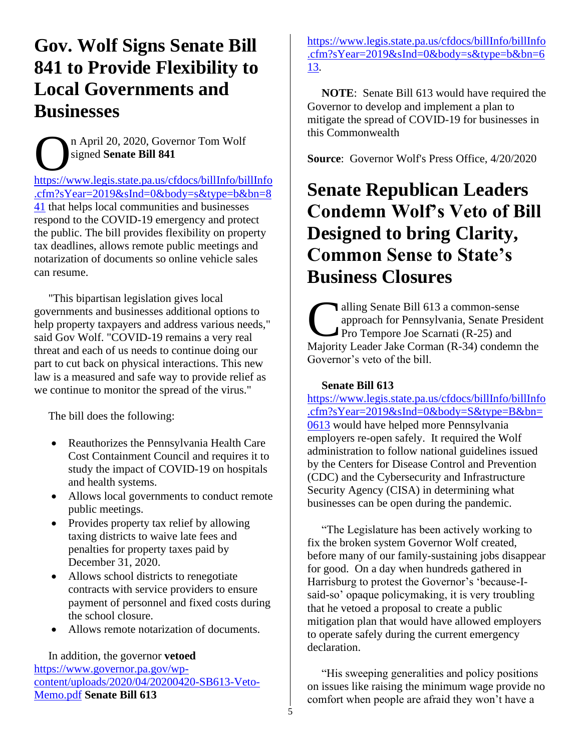# Gov. Wolf Signs Senate Bill 841 to Provide Flexibility to Local Governments and Businesses

On April 20, 2020, Governor Tom Wolf signed **Senate Bill 841** https://www.legis.state.pa.us/cfdocs/billInfo/billInfo.cfm?sYear=2019&sInd=0&body=s&type=b&bn=841 that helps local communities and businesses respond to the COVID-19 emergency and protect the public. The bill provides flexibility on property tax deadlines, allows remote public meetings and notarization of documents so online vehicle sales can resume.

"This bipartisan legislation gives local governments and businesses additional options to help property taxpayers and address various needs," said Gov Wolf. "COVID-19 remains a very real threat and each of us needs to continue doing our part to cut back on physical interactions. This new law is a measured and safe way to provide relief as we continue to monitor the spread of the virus."

The bill does the following:

- Reauthorizes the Pennsylvania Health Care Cost Containment Council and requires it to study the impact of COVID-19 on hospitals and health systems.
- Allows local governments to conduct remote public meetings.
- Provides property tax relief by allowing taxing districts to waive late fees and penalties for property taxes paid by December 31, 2020.
- Allows school districts to renegotiate contracts with service providers to ensure payment of personnel and fixed costs during the school closure.
- Allows remote notarization of documents.

In addition, the governor **vetoed** https://www.governor.pa.gov/wp-content/uploads/2020/04/20200420-SB613-Veto-Memo.pdf **Senate Bill 613** https://www.legis.state.pa.us/cfdocs/billInfo/billInfo.cfm?sYear=2019&sInd=0&body=s&type=b&bn=613.

**NOTE**: Senate Bill 613 would have required the Governor to develop and implement a plan to mitigate the spread of COVID-19 for businesses in this Commonwealth

**Source**: Governor Wolf's Press Office, 4/20/2020

# Senate Republican Leaders Condemn Wolf's Veto of Bill Designed to bring Clarity, Common Sense to State's Business Closures

Calling Senate Bill 613 a common-sense approach for Pennsylvania, Senate President Pro Tempore Joe Scarnati (R-25) and Majority Leader Jake Corman (R-34) condemn the Governor's veto of the bill.

**Senate Bill 613** https://www.legis.state.pa.us/cfdocs/billInfo/billInfo.cfm?sYear=2019&sInd=0&body=S&type=B&bn=0613 would have helped more Pennsylvania employers re-open safely. It required the Wolf administration to follow national guidelines issued by the Centers for Disease Control and Prevention (CDC) and the Cybersecurity and Infrastructure Security Agency (CISA) in determining what businesses can be open during the pandemic.

"The Legislature has been actively working to fix the broken system Governor Wolf created, before many of our family-sustaining jobs disappear for good. On a day when hundreds gathered in Harrisburg to protest the Governor's 'because-I-said-so' opaque policymaking, it is very troubling that he vetoed a proposal to create a public mitigation plan that would have allowed employers to operate safely during the current emergency declaration.

"His sweeping generalities and policy positions on issues like raising the minimum wage provide no comfort when people are afraid they won't have a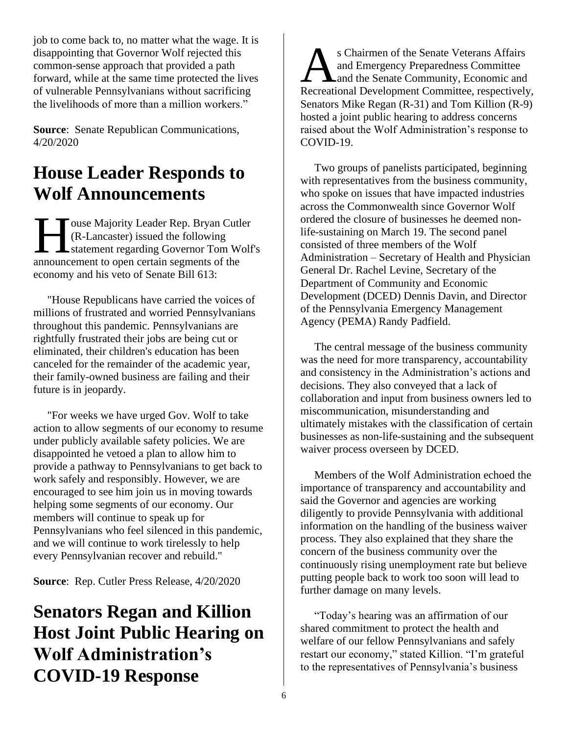job to come back to, no matter what the wage. It is disappointing that Governor Wolf rejected this common-sense approach that provided a path forward, while at the same time protected the lives of vulnerable Pennsylvanians without sacrificing the livelihoods of more than a million workers."

**Source**: Senate Republican Communications, 4/20/2020

# House Leader Responds to Wolf Announcements

House Majority Leader Rep. Bryan Cutler (R-Lancaster) issued the following statement regarding Governor Tom Wolf's announcement to open certain segments of the economy and his veto of Senate Bill 613:

"House Republicans have carried the voices of millions of frustrated and worried Pennsylvanians throughout this pandemic. Pennsylvanians are rightfully frustrated their jobs are being cut or eliminated, their children's education has been canceled for the remainder of the academic year, their family-owned business are failing and their future is in jeopardy.

"For weeks we have urged Gov. Wolf to take action to allow segments of our economy to resume under publicly available safety policies. We are disappointed he vetoed a plan to allow him to provide a pathway to Pennsylvanians to get back to work safely and responsibly. However, we are encouraged to see him join us in moving towards helping some segments of our economy. Our members will continue to speak up for Pennsylvanians who feel silenced in this pandemic, and we will continue to work tirelessly to help every Pennsylvanian recover and rebuild."

**Source**: Rep. Cutler Press Release, 4/20/2020

# Senators Regan and Killion Host Joint Public Hearing on Wolf Administration's COVID-19 Response

As Chairmen of the Senate Veterans Affairs and Emergency Preparedness Committee and the Senate Community, Economic and Recreational Development Committee, respectively, Senators Mike Regan (R-31) and Tom Killion (R-9) hosted a joint public hearing to address concerns raised about the Wolf Administration's response to COVID-19.

Two groups of panelists participated, beginning with representatives from the business community, who spoke on issues that have impacted industries across the Commonwealth since Governor Wolf ordered the closure of businesses he deemed non-life-sustaining on March 19. The second panel consisted of three members of the Wolf Administration – Secretary of Health and Physician General Dr. Rachel Levine, Secretary of the Department of Community and Economic Development (DCED) Dennis Davin, and Director of the Pennsylvania Emergency Management Agency (PEMA) Randy Padfield.

The central message of the business community was the need for more transparency, accountability and consistency in the Administration's actions and decisions. They also conveyed that a lack of collaboration and input from business owners led to miscommunication, misunderstanding and ultimately mistakes with the classification of certain businesses as non-life-sustaining and the subsequent waiver process overseen by DCED.

Members of the Wolf Administration echoed the importance of transparency and accountability and said the Governor and agencies are working diligently to provide Pennsylvania with additional information on the handling of the business waiver process. They also explained that they share the concern of the business community over the continuously rising unemployment rate but believe putting people back to work too soon will lead to further damage on many levels.

"Today's hearing was an affirmation of our shared commitment to protect the health and welfare of our fellow Pennsylvanians and safely restart our economy," stated Killion. "I'm grateful to the representatives of Pennsylvania's business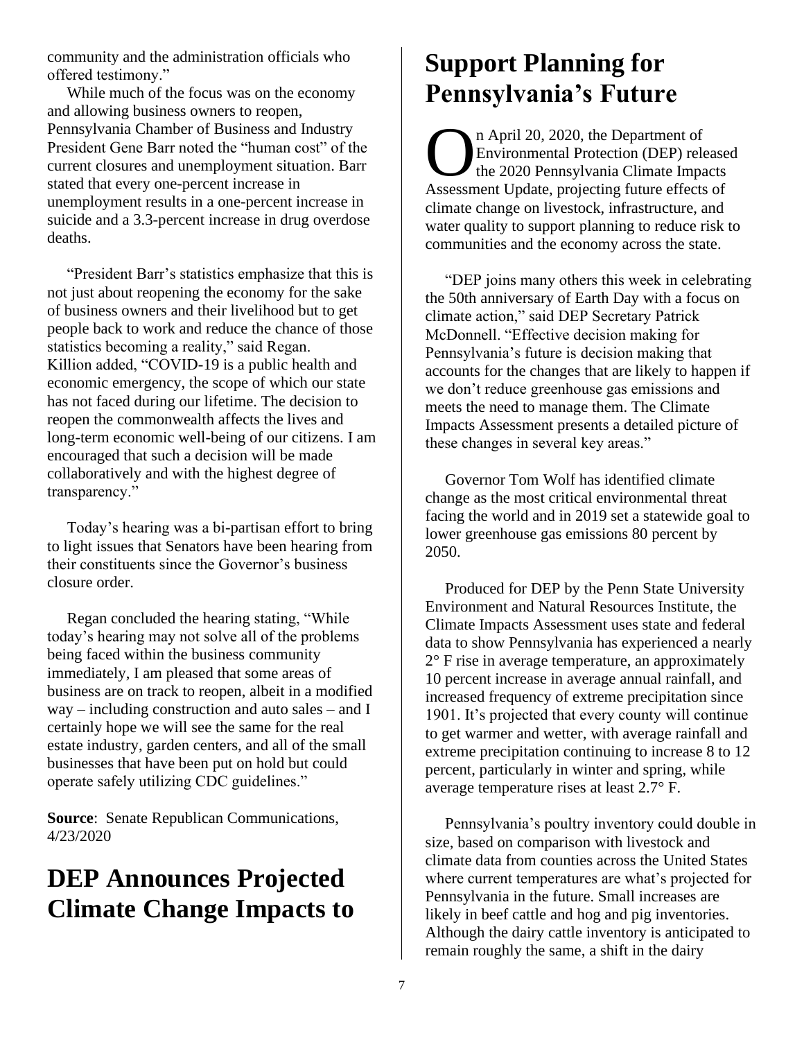community and the administration officials who offered testimony."

While much of the focus was on the economy and allowing business owners to reopen, Pennsylvania Chamber of Business and Industry President Gene Barr noted the "human cost" of the current closures and unemployment situation. Barr stated that every one-percent increase in unemployment results in a one-percent increase in suicide and a 3.3-percent increase in drug overdose deaths.

"President Barr's statistics emphasize that this is not just about reopening the economy for the sake of business owners and their livelihood but to get people back to work and reduce the chance of those statistics becoming a reality," said Regan. Killion added, "COVID-19 is a public health and economic emergency, the scope of which our state has not faced during our lifetime. The decision to reopen the commonwealth affects the lives and long-term economic well-being of our citizens. I am encouraged that such a decision will be made collaboratively and with the highest degree of transparency."

Today's hearing was a bi-partisan effort to bring to light issues that Senators have been hearing from their constituents since the Governor's business closure order.

Regan concluded the hearing stating, "While today's hearing may not solve all of the problems being faced within the business community immediately, I am pleased that some areas of business are on track to reopen, albeit in a modified way – including construction and auto sales – and I certainly hope we will see the same for the real estate industry, garden centers, and all of the small businesses that have been put on hold but could operate safely utilizing CDC guidelines."

**Source**: Senate Republican Communications, 4/23/2020

# DEP Announces Projected Climate Change Impacts to Support Planning for Pennsylvania's Future

On April 20, 2020, the Department of Environmental Protection (DEP) released the 2020 Pennsylvania Climate Impacts Assessment Update, projecting future effects of climate change on livestock, infrastructure, and water quality to support planning to reduce risk to communities and the economy across the state.

"DEP joins many others this week in celebrating the 50th anniversary of Earth Day with a focus on climate action," said DEP Secretary Patrick McDonnell. "Effective decision making for Pennsylvania's future is decision making that accounts for the changes that are likely to happen if we don't reduce greenhouse gas emissions and meets the need to manage them. The Climate Impacts Assessment presents a detailed picture of these changes in several key areas."

Governor Tom Wolf has identified climate change as the most critical environmental threat facing the world and in 2019 set a statewide goal to lower greenhouse gas emissions 80 percent by 2050.

Produced for DEP by the Penn State University Environment and Natural Resources Institute, the Climate Impacts Assessment uses state and federal data to show Pennsylvania has experienced a nearly 2° F rise in average temperature, an approximately 10 percent increase in average annual rainfall, and increased frequency of extreme precipitation since 1901. It's projected that every county will continue to get warmer and wetter, with average rainfall and extreme precipitation continuing to increase 8 to 12 percent, particularly in winter and spring, while average temperature rises at least 2.7° F.

Pennsylvania's poultry inventory could double in size, based on comparison with livestock and climate data from counties across the United States where current temperatures are what's projected for Pennsylvania in the future. Small increases are likely in beef cattle and hog and pig inventories. Although the dairy cattle inventory is anticipated to remain roughly the same, a shift in the dairy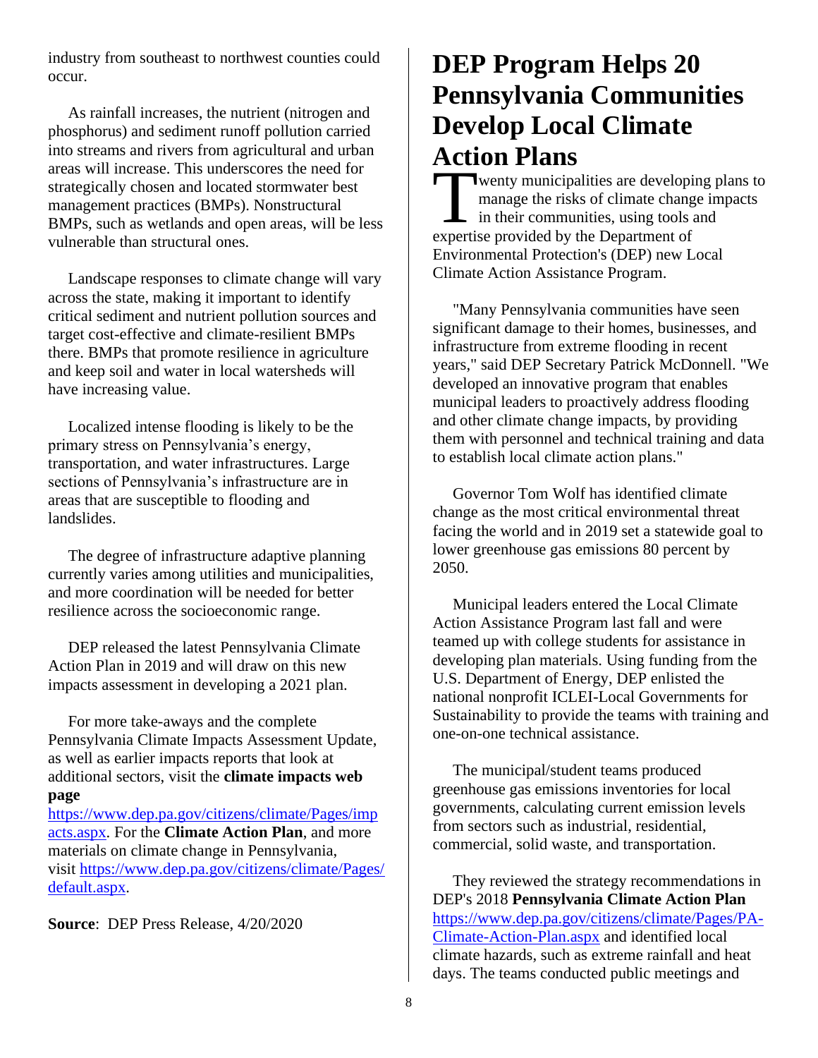industry from southeast to northwest counties could occur.

As rainfall increases, the nutrient (nitrogen and phosphorus) and sediment runoff pollution carried into streams and rivers from agricultural and urban areas will increase. This underscores the need for strategically chosen and located stormwater best management practices (BMPs). Nonstructural BMPs, such as wetlands and open areas, will be less vulnerable than structural ones.

Landscape responses to climate change will vary across the state, making it important to identify critical sediment and nutrient pollution sources and target cost-effective and climate-resilient BMPs there. BMPs that promote resilience in agriculture and keep soil and water in local watersheds will have increasing value.

Localized intense flooding is likely to be the primary stress on Pennsylvania's energy, transportation, and water infrastructures. Large sections of Pennsylvania's infrastructure are in areas that are susceptible to flooding and landslides.

The degree of infrastructure adaptive planning currently varies among utilities and municipalities, and more coordination will be needed for better resilience across the socioeconomic range.

DEP released the latest Pennsylvania Climate Action Plan in 2019 and will draw on this new impacts assessment in developing a 2021 plan.

For more take-aways and the complete Pennsylvania Climate Impacts Assessment Update, as well as earlier impacts reports that look at additional sectors, visit the **climate impacts web page** https://www.dep.pa.gov/citizens/climate/Pages/impacts.aspx. For the **Climate Action Plan**, and more materials on climate change in Pennsylvania, visit https://www.dep.pa.gov/citizens/climate/Pages/default.aspx.

**Source**: DEP Press Release, 4/20/2020

# DEP Program Helps 20 Pennsylvania Communities Develop Local Climate Action Plans

Twenty municipalities are developing plans to manage the risks of climate change impacts in their communities, using tools and expertise provided by the Department of Environmental Protection's (DEP) new Local Climate Action Assistance Program.

"Many Pennsylvania communities have seen significant damage to their homes, businesses, and infrastructure from extreme flooding in recent years," said DEP Secretary Patrick McDonnell. "We developed an innovative program that enables municipal leaders to proactively address flooding and other climate change impacts, by providing them with personnel and technical training and data to establish local climate action plans."

Governor Tom Wolf has identified climate change as the most critical environmental threat facing the world and in 2019 set a statewide goal to lower greenhouse gas emissions 80 percent by 2050.

Municipal leaders entered the Local Climate Action Assistance Program last fall and were teamed up with college students for assistance in developing plan materials. Using funding from the U.S. Department of Energy, DEP enlisted the national nonprofit ICLEI-Local Governments for Sustainability to provide the teams with training and one-on-one technical assistance.

The municipal/student teams produced greenhouse gas emissions inventories for local governments, calculating current emission levels from sectors such as industrial, residential, commercial, solid waste, and transportation.

They reviewed the strategy recommendations in DEP's 2018 **Pennsylvania Climate Action Plan** https://www.dep.pa.gov/citizens/climate/Pages/PA-Climate-Action-Plan.aspx and identified local climate hazards, such as extreme rainfall and heat days. The teams conducted public meetings and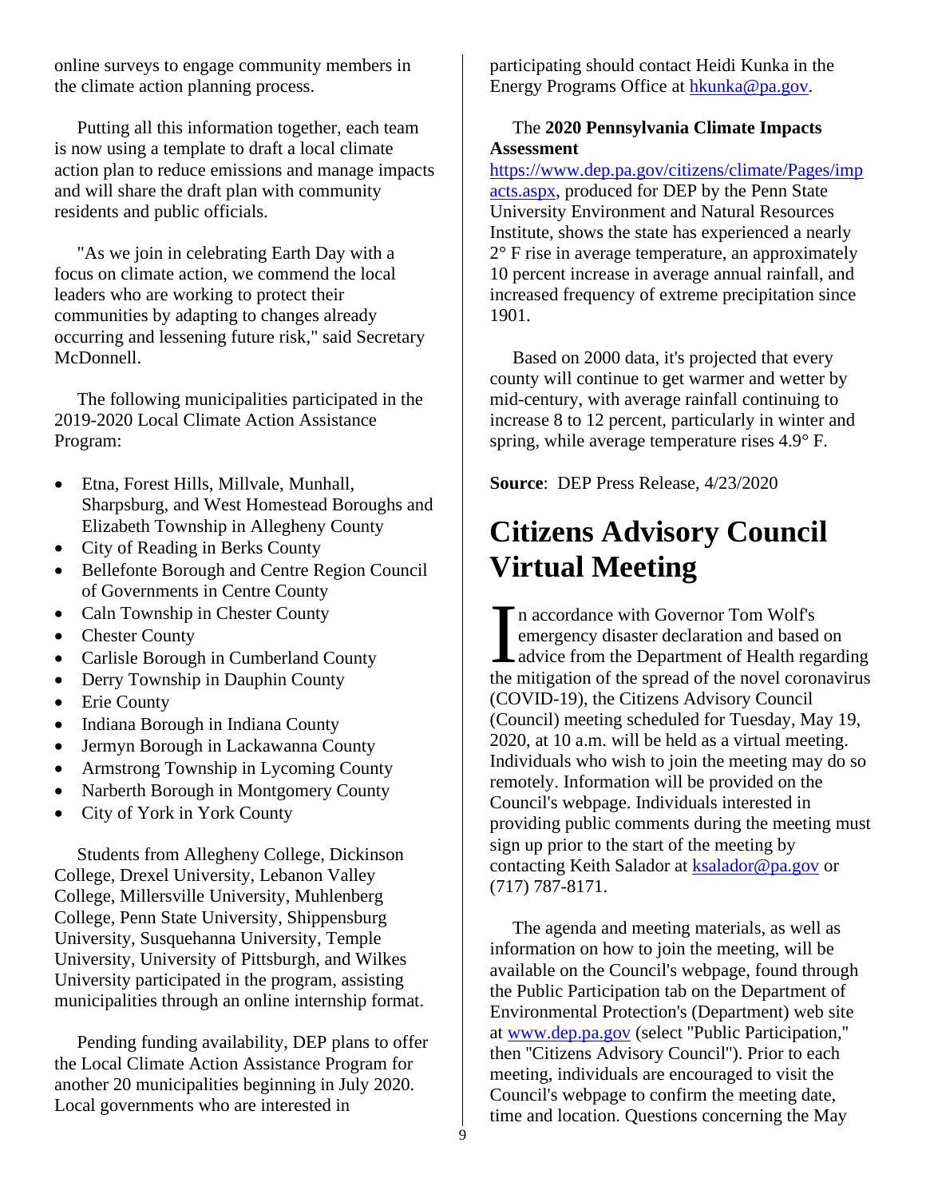online surveys to engage community members in the climate action planning process.

Putting all this information together, each team is now using a template to draft a local climate action plan to reduce emissions and manage impacts and will share the draft plan with community residents and public officials.

"As we join in celebrating Earth Day with a focus on climate action, we commend the local leaders who are working to protect their communities by adapting to changes already occurring and lessening future risk," said Secretary McDonnell.

The following municipalities participated in the 2019-2020 Local Climate Action Assistance Program:

- Etna, Forest Hills, Millvale, Munhall, Sharpsburg, and West Homestead Boroughs and Elizabeth Township in Allegheny County
- City of Reading in Berks County
- Bellefonte Borough and Centre Region Council of Governments in Centre County
- Caln Township in Chester County
- Chester County
- Carlisle Borough in Cumberland County
- Derry Township in Dauphin County
- Erie County
- Indiana Borough in Indiana County
- Jermyn Borough in Lackawanna County
- Armstrong Township in Lycoming County
- Narberth Borough in Montgomery County
- City of York in York County

Students from Allegheny College, Dickinson College, Drexel University, Lebanon Valley College, Millersville University, Muhlenberg College, Penn State University, Shippensburg University, Susquehanna University, Temple University, University of Pittsburgh, and Wilkes University participated in the program, assisting municipalities through an online internship format.

Pending funding availability, DEP plans to offer the Local Climate Action Assistance Program for another 20 municipalities beginning in July 2020. Local governments who are interested in participating should contact Heidi Kunka in the Energy Programs Office at hkunka@pa.gov.

The **2020 Pennsylvania Climate Impacts Assessment** https://www.dep.pa.gov/citizens/climate/Pages/impacts.aspx, produced for DEP by the Penn State University Environment and Natural Resources Institute, shows the state has experienced a nearly 2° F rise in average temperature, an approximately 10 percent increase in average annual rainfall, and increased frequency of extreme precipitation since 1901.

Based on 2000 data, it's projected that every county will continue to get warmer and wetter by mid-century, with average rainfall continuing to increase 8 to 12 percent, particularly in winter and spring, while average temperature rises 4.9° F.

**Source**: DEP Press Release, 4/23/2020

# Citizens Advisory Council Virtual Meeting

In accordance with Governor Tom Wolf's emergency disaster declaration and based on advice from the Department of Health regarding the mitigation of the spread of the novel coronavirus (COVID-19), the Citizens Advisory Council (Council) meeting scheduled for Tuesday, May 19, 2020, at 10 a.m. will be held as a virtual meeting. Individuals who wish to join the meeting may do so remotely. Information will be provided on the Council's webpage. Individuals interested in providing public comments during the meeting must sign up prior to the start of the meeting by contacting Keith Salador at ksalador@pa.gov or (717) 787-8171.

The agenda and meeting materials, as well as information on how to join the meeting, will be available on the Council's webpage, found through the Public Participation tab on the Department of Environmental Protection's (Department) web site at www.dep.pa.gov (select "Public Participation," then "Citizens Advisory Council"). Prior to each meeting, individuals are encouraged to visit the Council's webpage to confirm the meeting date, time and location. Questions concerning the May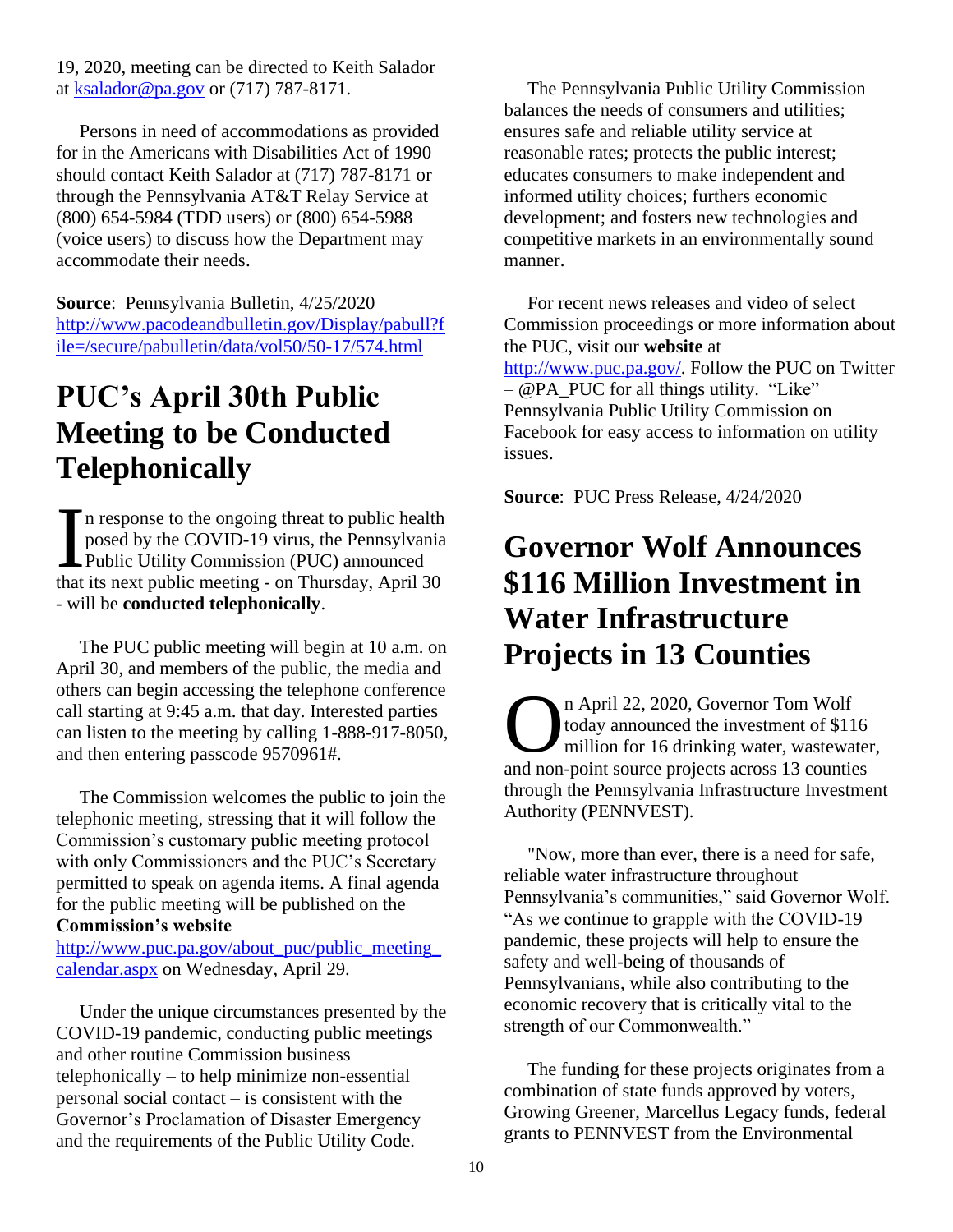19, 2020, meeting can be directed to Keith Salador at ksalador@pa.gov or (717) 787-8171.

Persons in need of accommodations as provided for in the Americans with Disabilities Act of 1990 should contact Keith Salador at (717) 787-8171 or through the Pennsylvania AT&T Relay Service at (800) 654-5984 (TDD users) or (800) 654-5988 (voice users) to discuss how the Department may accommodate their needs.

**Source**: Pennsylvania Bulletin, 4/25/2020 http://www.pacodeandbulletin.gov/Display/pabull?file=/secure/pabulletin/data/vol50/50-17/574.html

# PUC's April 30th Public Meeting to be Conducted Telephonically

In response to the ongoing threat to public health posed by the COVID-19 virus, the Pennsylvania Public Utility Commission (PUC) announced that its next public meeting - on Thursday, April 30 - will be **conducted telephonically**.

The PUC public meeting will begin at 10 a.m. on April 30, and members of the public, the media and others can begin accessing the telephone conference call starting at 9:45 a.m. that day. Interested parties can listen to the meeting by calling 1-888-917-8050, and then entering passcode 9570961#.

The Commission welcomes the public to join the telephonic meeting, stressing that it will follow the Commission's customary public meeting protocol with only Commissioners and the PUC's Secretary permitted to speak on agenda items. A final agenda for the public meeting will be published on the **Commission's website** http://www.puc.pa.gov/about_puc/public_meeting_calendar.aspx on Wednesday, April 29.

Under the unique circumstances presented by the COVID-19 pandemic, conducting public meetings and other routine Commission business telephonically – to help minimize non-essential personal social contact – is consistent with the Governor's Proclamation of Disaster Emergency and the requirements of the Public Utility Code.

The Pennsylvania Public Utility Commission balances the needs of consumers and utilities; ensures safe and reliable utility service at reasonable rates; protects the public interest; educates consumers to make independent and informed utility choices; furthers economic development; and fosters new technologies and competitive markets in an environmentally sound manner.

For recent news releases and video of select Commission proceedings or more information about the PUC, visit our **website** at http://www.puc.pa.gov/. Follow the PUC on Twitter – @PA_PUC for all things utility. "Like" Pennsylvania Public Utility Commission on Facebook for easy access to information on utility issues.

**Source**: PUC Press Release, 4/24/2020

# Governor Wolf Announces $116 Million Investment in Water Infrastructure Projects in 13 Counties

On April 22, 2020, Governor Tom Wolf today announced the investment of $116 million for 16 drinking water, wastewater, and non-point source projects across 13 counties through the Pennsylvania Infrastructure Investment Authority (PENNVEST).

"Now, more than ever, there is a need for safe, reliable water infrastructure throughout Pennsylvania's communities," said Governor Wolf. "As we continue to grapple with the COVID-19 pandemic, these projects will help to ensure the safety and well-being of thousands of Pennsylvanians, while also contributing to the economic recovery that is critically vital to the strength of our Commonwealth."

The funding for these projects originates from a combination of state funds approved by voters, Growing Greener, Marcellus Legacy funds, federal grants to PENNVEST from the Environmental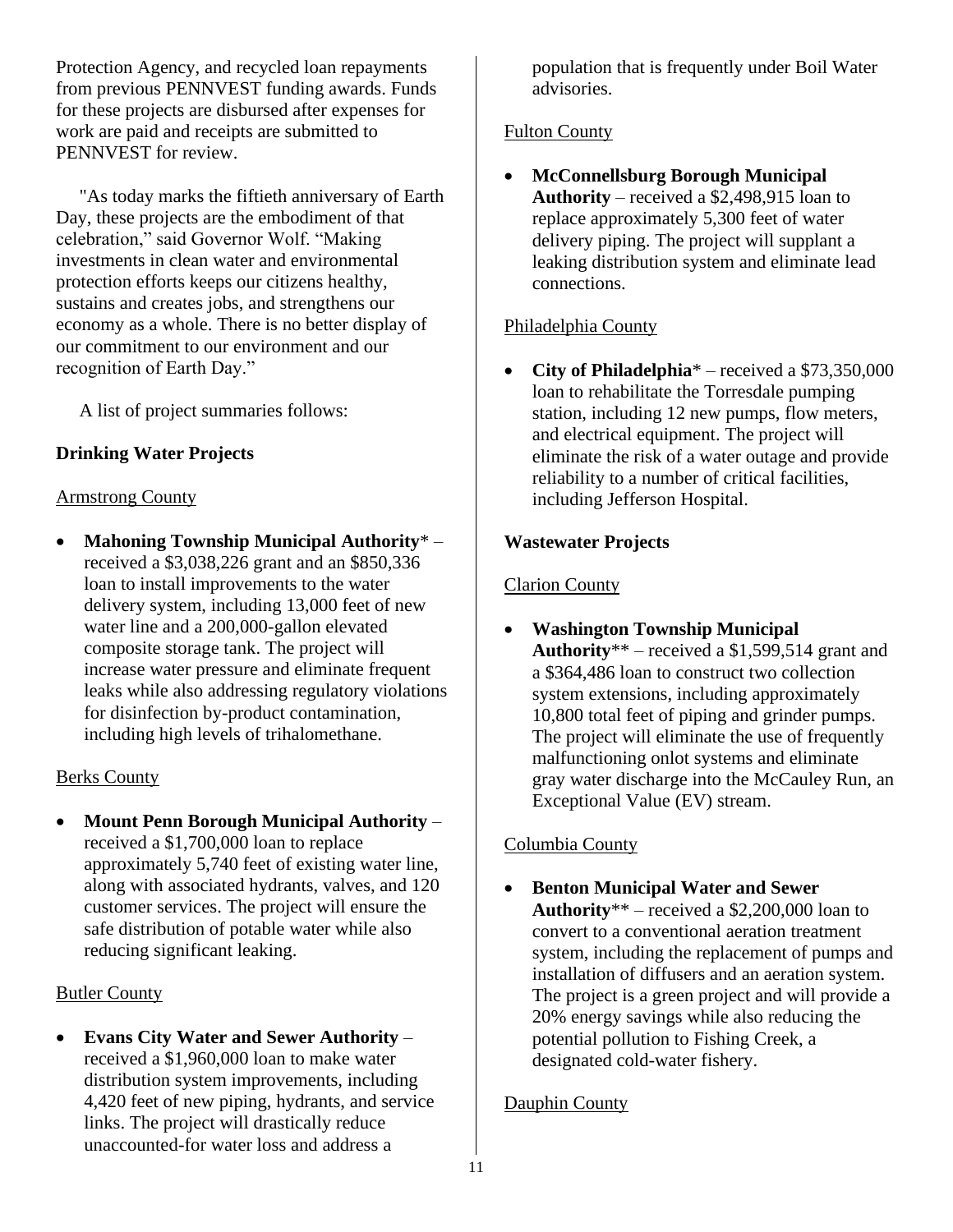Protection Agency, and recycled loan repayments from previous PENNVEST funding awards. Funds for these projects are disbursed after expenses for work are paid and receipts are submitted to PENNVEST for review.

"As today marks the fiftieth anniversary of Earth Day, these projects are the embodiment of that celebration," said Governor Wolf. "Making investments in clean water and environmental protection efforts keeps our citizens healthy, sustains and creates jobs, and strengthens our economy as a whole. There is no better display of our commitment to our environment and our recognition of Earth Day."

A list of project summaries follows:

**Drinking Water Projects**

Armstrong County

- **Mahoning Township Municipal Authority*** – received a $3,038,226 grant and an $850,336 loan to install improvements to the water delivery system, including 13,000 feet of new water line and a 200,000-gallon elevated composite storage tank. The project will increase water pressure and eliminate frequent leaks while also addressing regulatory violations for disinfection by-product contamination, including high levels of trihalomethane.

Berks County

- **Mount Penn Borough Municipal Authority** – received a $1,700,000 loan to replace approximately 5,740 feet of existing water line, along with associated hydrants, valves, and 120 customer services. The project will ensure the safe distribution of potable water while also reducing significant leaking.

Butler County

- **Evans City Water and Sewer Authority** – received a $1,960,000 loan to make water distribution system improvements, including 4,420 feet of new piping, hydrants, and service links. The project will drastically reduce unaccounted-for water loss and address a population that is frequently under Boil Water advisories.

Fulton County

- **McConnellsburg Borough Municipal Authority** – received a $2,498,915 loan to replace approximately 5,300 feet of water delivery piping. The project will supplant a leaking distribution system and eliminate lead connections.

Philadelphia County

- **City of Philadelphia*** – received a $73,350,000 loan to rehabilitate the Torresdale pumping station, including 12 new pumps, flow meters, and electrical equipment. The project will eliminate the risk of a water outage and provide reliability to a number of critical facilities, including Jefferson Hospital.

**Wastewater Projects**

Clarion County

- **Washington Township Municipal Authority**** – received a $1,599,514 grant and a $364,486 loan to construct two collection system extensions, including approximately 10,800 total feet of piping and grinder pumps. The project will eliminate the use of frequently malfunctioning onlot systems and eliminate gray water discharge into the McCauley Run, an Exceptional Value (EV) stream.

Columbia County

- **Benton Municipal Water and Sewer Authority**** – received a $2,200,000 loan to convert to a conventional aeration treatment system, including the replacement of pumps and installation of diffusers and an aeration system. The project is a green project and will provide a 20% energy savings while also reducing the potential pollution to Fishing Creek, a designated cold-water fishery.

Dauphin County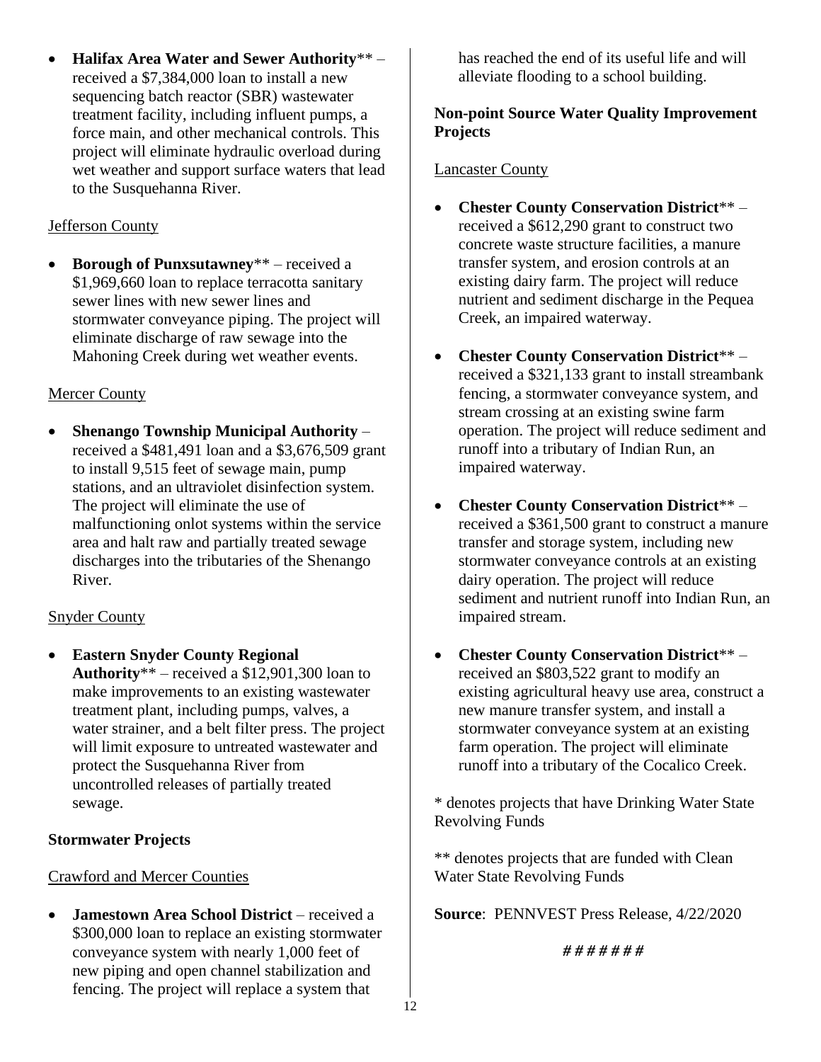- **Halifax Area Water and Sewer Authority**** – received a $7,384,000 loan to install a new sequencing batch reactor (SBR) wastewater treatment facility, including influent pumps, a force main, and other mechanical controls. This project will eliminate hydraulic overload during wet weather and support surface waters that lead to the Susquehanna River.

Jefferson County

- **Borough of Punxsutawney**** – received a $1,969,660 loan to replace terracotta sanitary sewer lines with new sewer lines and stormwater conveyance piping. The project will eliminate discharge of raw sewage into the Mahoning Creek during wet weather events.

Mercer County

- **Shenango Township Municipal Authority** – received a $481,491 loan and a $3,676,509 grant to install 9,515 feet of sewage main, pump stations, and an ultraviolet disinfection system. The project will eliminate the use of malfunctioning onlot systems within the service area and halt raw and partially treated sewage discharges into the tributaries of the Shenango River.

Snyder County

- **Eastern Snyder County Regional Authority**** – received a $12,901,300 loan to make improvements to an existing wastewater treatment plant, including pumps, valves, a water strainer, and a belt filter press. The project will limit exposure to untreated wastewater and protect the Susquehanna River from uncontrolled releases of partially treated sewage.

**Stormwater Projects**

Crawford and Mercer Counties

- **Jamestown Area School District** – received a $300,000 loan to replace an existing stormwater conveyance system with nearly 1,000 feet of new piping and open channel stabilization and fencing. The project will replace a system that has reached the end of its useful life and will alleviate flooding to a school building.

**Non-point Source Water Quality Improvement Projects**

Lancaster County

- **Chester County Conservation District**** – received a $612,290 grant to construct two concrete waste structure facilities, a manure transfer system, and erosion controls at an existing dairy farm. The project will reduce nutrient and sediment discharge in the Pequea Creek, an impaired waterway.
- **Chester County Conservation District**** – received a $321,133 grant to install streambank fencing, a stormwater conveyance system, and stream crossing at an existing swine farm operation. The project will reduce sediment and runoff into a tributary of Indian Run, an impaired waterway.
- **Chester County Conservation District**** – received a $361,500 grant to construct a manure transfer and storage system, including new stormwater conveyance controls at an existing dairy operation. The project will reduce sediment and nutrient runoff into Indian Run, an impaired stream.
- **Chester County Conservation District**** – received an $803,522 grant to modify an existing agricultural heavy use area, construct a new manure transfer system, and install a stormwater conveyance system at an existing farm operation. The project will eliminate runoff into a tributary of the Cocalico Creek.

* denotes projects that have Drinking Water State Revolving Funds

** denotes projects that are funded with Clean Water State Revolving Funds

**Source**: PENNVEST Press Release, 4/22/2020

*# # # # # # #*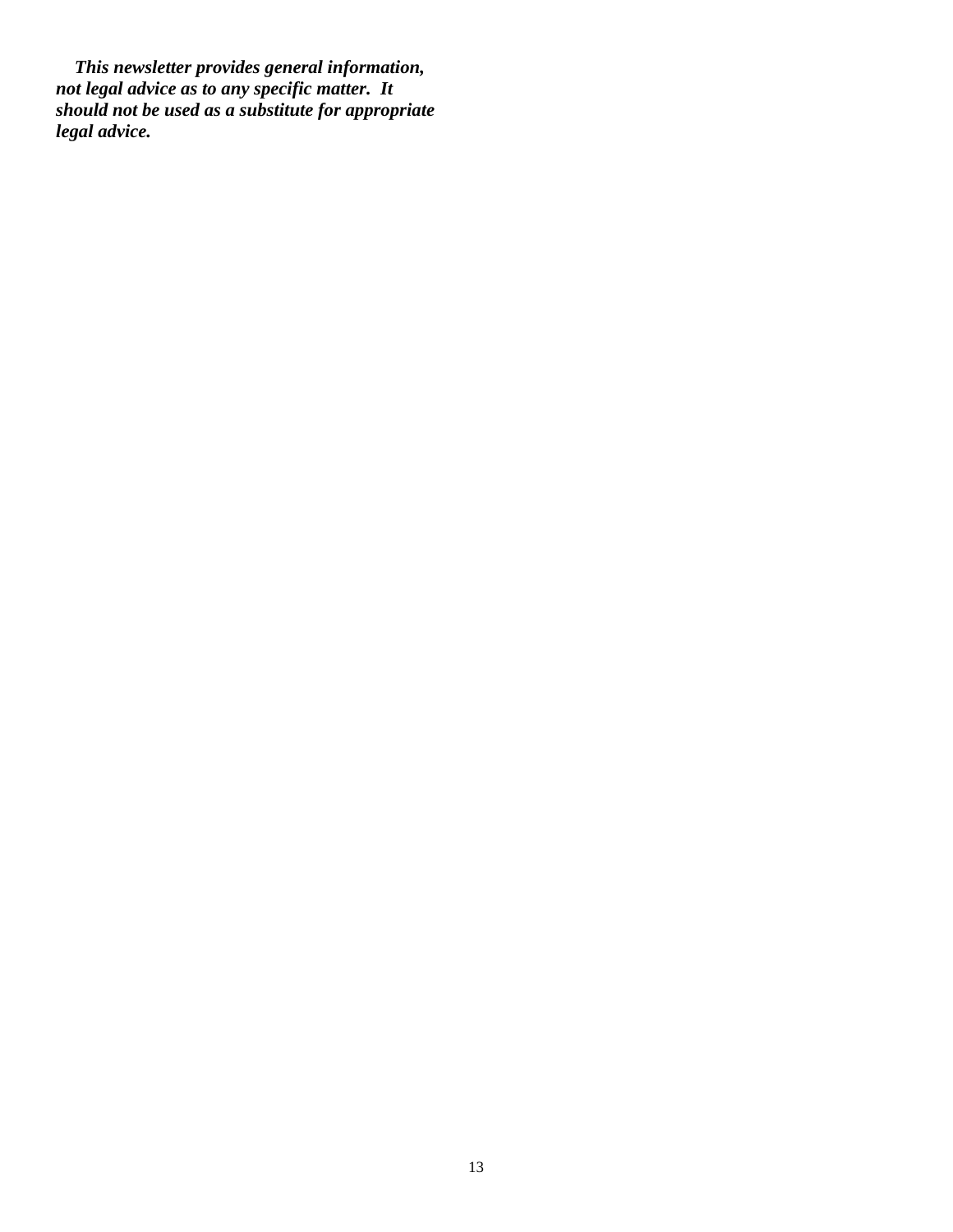***This newsletter provides general information, not legal advice as to any specific matter. It should not be used as a substitute for appropriate legal advice.***